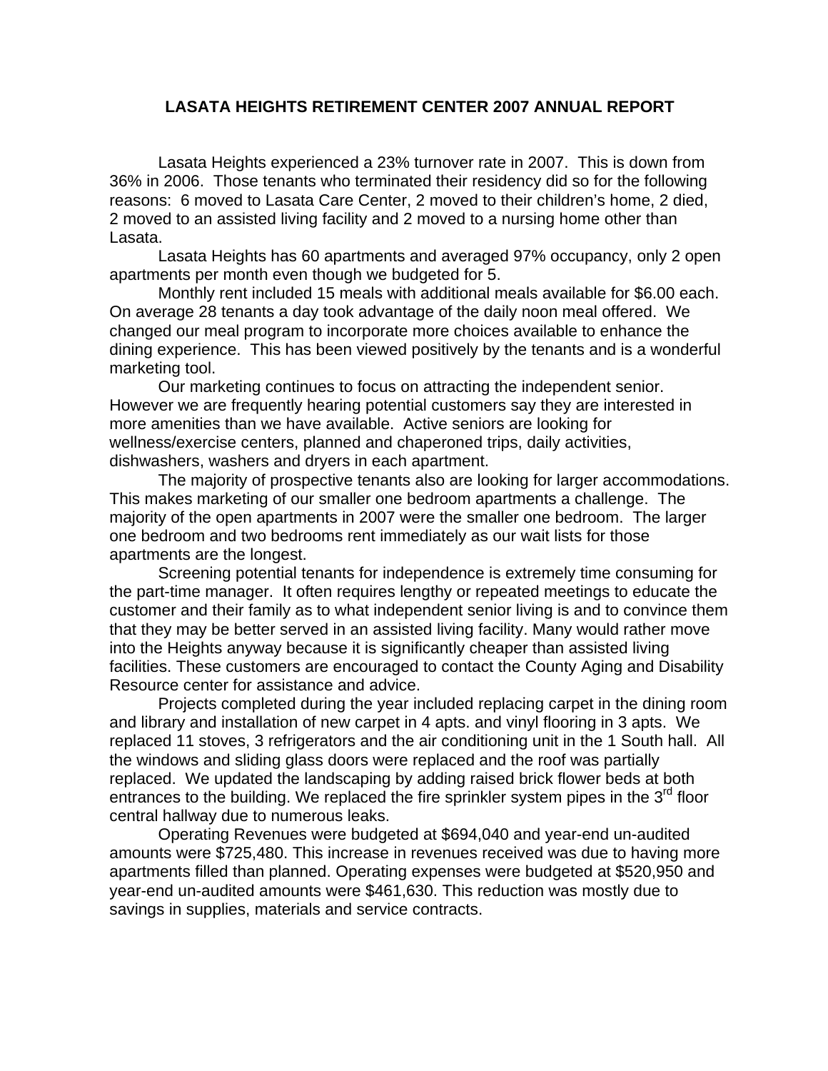# LASATA HEIGHTS RETIREMENT CENTER 2007 ANNUAL REPORT

Lasata Heights experienced a 23% turnover rate in 2007. This is down from 36% in 2006. Those tenants who terminated their residency did so for the following reasons: 6 moved to Lasata Care Center, 2 moved to their children's home, 2 died, 2 moved to an assisted living facility and 2 moved to a nursing home other than Lasata.

Lasata Heights has 60 apartments and averaged 97% occupancy, only 2 open apartments per month even though we budgeted for 5.

Monthly rent included 15 meals with additional meals available for $6.00 each. On average 28 tenants a day took advantage of the daily noon meal offered. We changed our meal program to incorporate more choices available to enhance the dining experience. This has been viewed positively by the tenants and is a wonderful marketing tool.

Our marketing continues to focus on attracting the independent senior. However we are frequently hearing potential customers say they are interested in more amenities than we have available. Active seniors are looking for wellness/exercise centers, planned and chaperoned trips, daily activities, dishwashers, washers and dryers in each apartment.

The majority of prospective tenants also are looking for larger accommodations. This makes marketing of our smaller one bedroom apartments a challenge. The majority of the open apartments in 2007 were the smaller one bedroom. The larger one bedroom and two bedrooms rent immediately as our wait lists for those apartments are the longest.

Screening potential tenants for independence is extremely time consuming for the part-time manager. It often requires lengthy or repeated meetings to educate the customer and their family as to what independent senior living is and to convince them that they may be better served in an assisted living facility. Many would rather move into the Heights anyway because it is significantly cheaper than assisted living facilities. These customers are encouraged to contact the County Aging and Disability Resource center for assistance and advice.

Projects completed during the year included replacing carpet in the dining room and library and installation of new carpet in 4 apts. and vinyl flooring in 3 apts. We replaced 11 stoves, 3 refrigerators and the air conditioning unit in the 1 South hall. All the windows and sliding glass doors were replaced and the roof was partially replaced. We updated the landscaping by adding raised brick flower beds at both entrances to the building. We replaced the fire sprinkler system pipes in the 3rd floor central hallway due to numerous leaks.

Operating Revenues were budgeted at $694,040 and year-end un-audited amounts were $725,480. This increase in revenues received was due to having more apartments filled than planned. Operating expenses were budgeted at $520,950 and year-end un-audited amounts were $461,630. This reduction was mostly due to savings in supplies, materials and service contracts.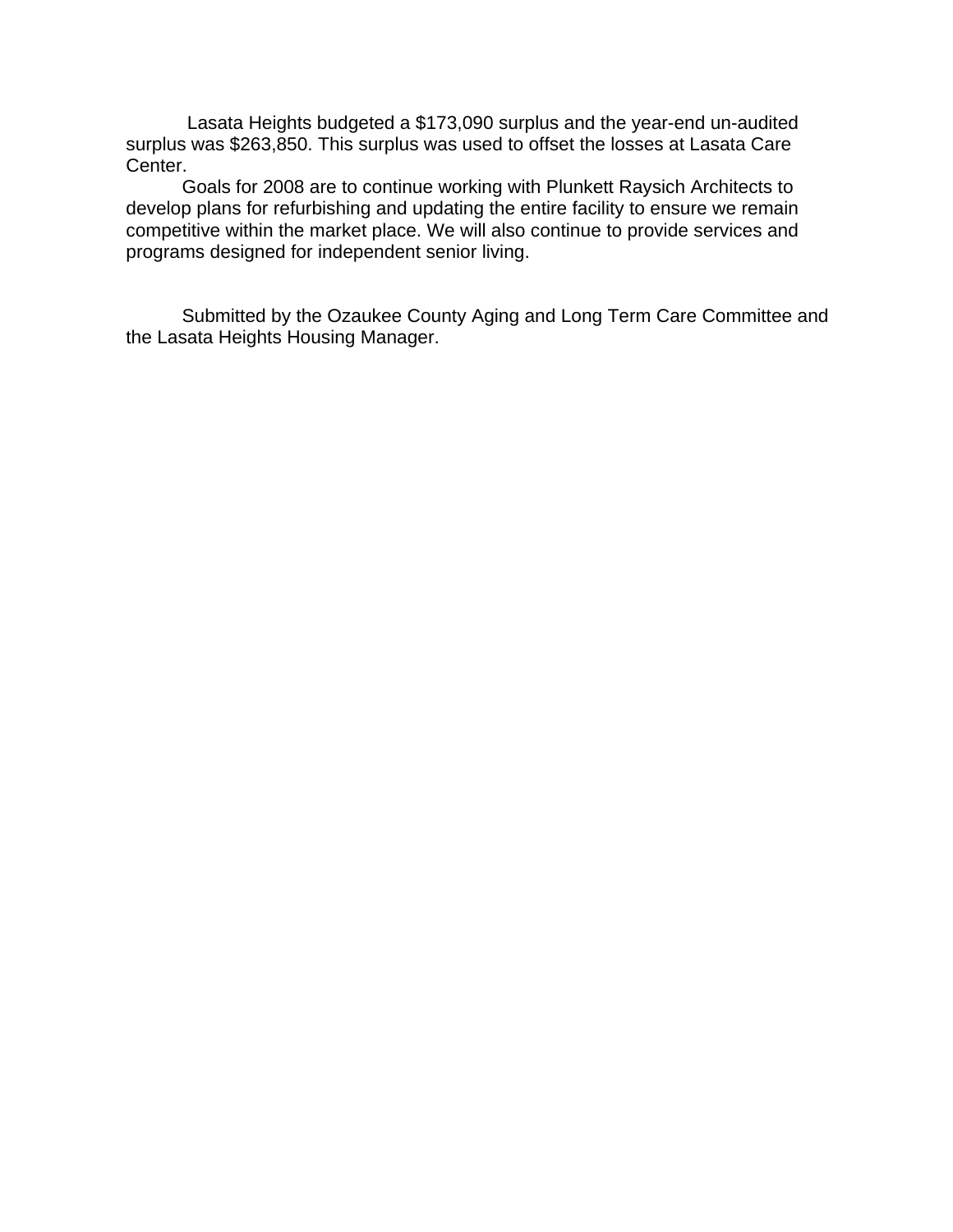Lasata Heights budgeted a $173,090 surplus and the year-end un-audited surplus was $263,850. This surplus was used to offset the losses at Lasata Care Center.

Goals for 2008 are to continue working with Plunkett Raysich Architects to develop plans for refurbishing and updating the entire facility to ensure we remain competitive within the market place. We will also continue to provide services and programs designed for independent senior living.

Submitted by the Ozaukee County Aging and Long Term Care Committee and the Lasata Heights Housing Manager.